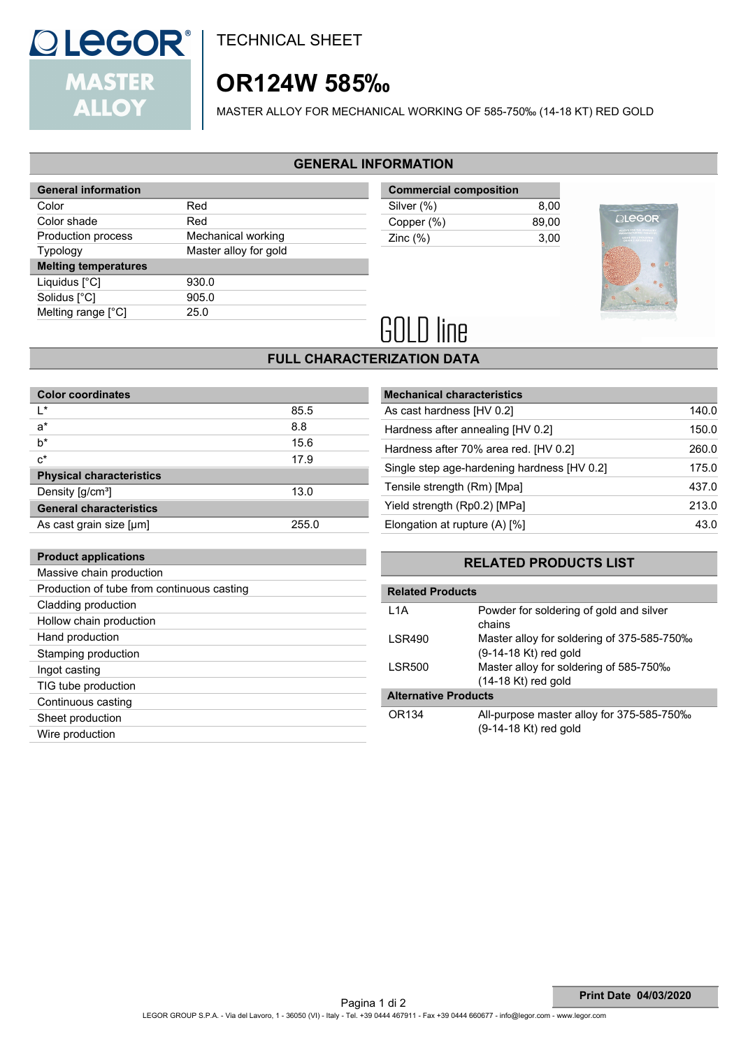# TECHNICAL SHEET

# OR124W 585‰

MASTER ALLOY FOR MECHANICAL WORKING OF 585-750‰ (14-18 KT) RED GOLD

## GENERAL INFORMATION

| General information | |
|---|---|
| Color | Red |
| Color shade | Red |
| Production process | Mechanical working |
| Typology | Master alloy for gold |
| **Melting temperatures** | |
| Liquidus [°C] | 930.0 |
| Solidus [°C] | 905.0 |
| Melting range [°C] | 25.0 |

| Commercial composition | |
|---|---|
| Silver (%) | 8,00 |
| Copper (%) | 89,00 |
| Zinc (%) | 3,00 |

GOLD line

## FULL CHARACTERIZATION DATA

| Color coordinates | |
|---|---|
| L* | 85.5 |
| a* | 8.8 |
| b* | 15.6 |
| c* | 17.9 |
| **Physical characteristics** | |
| Density [g/cm³] | 13.0 |
| **General characteristics** | |
| As cast grain size [μm] | 255.0 |

| Mechanical characteristics | |
|---|---|
| As cast hardness [HV 0.2] | 140.0 |
| Hardness after annealing [HV 0.2] | 150.0 |
| Hardness after 70% area red. [HV 0.2] | 260.0 |
| Single step age-hardening hardness [HV 0.2] | 175.0 |
| Tensile strength (Rm) [Mpa] | 437.0 |
| Yield strength (Rp0.2) [MPa] | 213.0 |
| Elongation at rupture (A) [%] | 43.0 |

| Product applications |
|---|
| Massive chain production |
| Production of tube from continuous casting |
| Cladding production |
| Hollow chain production |
| Hand production |
| Stamping production |
| Ingot casting |
| TIG tube production |
| Continuous casting |
| Sheet production |
| Wire production |

## RELATED PRODUCTS LIST

| Related Products | |
|---|---|
| L1A | Powder for soldering of gold and silver chains |
| LSR490 | Master alloy for soldering of 375-585-750‰ (9-14-18 Kt) red gold |
| LSR500 | Master alloy for soldering of 585-750‰ (14-18 Kt) red gold |
| **Alternative Products** | |
| OR134 | All-purpose master alloy for 375-585-750‰ (9-14-18 Kt) red gold |

Print Date 04/03/2020

LEGOR GROUP S.P.A. - Via del Lavoro, 1 - 36050 (VI) - Italy - Tel. +39 0444 467911 - Fax +39 0444 660677 - info@legor.com - www.legor.com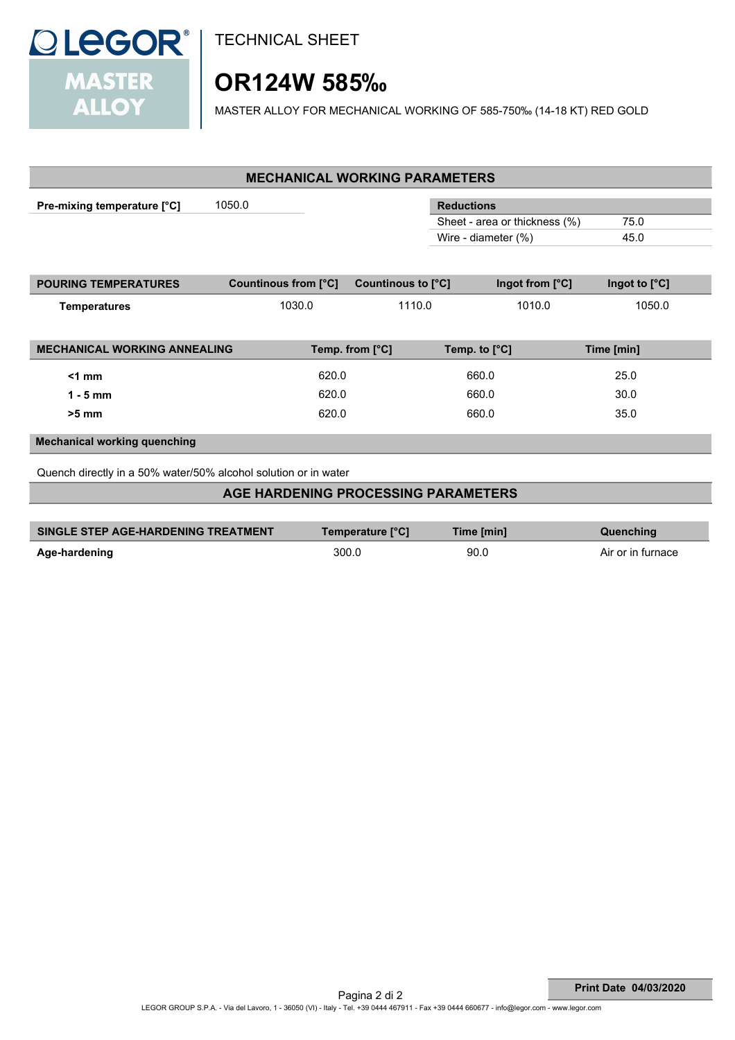TECHNICAL SHEET

# OR124W 585‰

MASTER ALLOY FOR MECHANICAL WORKING OF 585-750‰ (14-18 KT) RED GOLD

## MECHANICAL WORKING PARAMETERS

| | |
|---|---|
| **Pre-mixing temperature [°C]** | 1050.0 |

| **Reductions** | |
|---|---|
| Sheet - area or thickness (%) | 75.0 |
| Wire - diameter (%) | 45.0 |

| POURING TEMPERATURES | Countinous from [°C] | Countinous to [°C] | Ingot from [°C] | Ingot to [°C] |
|---|---|---|---|---|
| **Temperatures** | 1030.0 | 1110.0 | 1010.0 | 1050.0 |

| MECHANICAL WORKING ANNEALING | Temp. from [°C] | Temp. to [°C] | Time [min] |
|---|---|---|---|
| **<1 mm** | 620.0 | 660.0 | 25.0 |
| **1 - 5 mm** | 620.0 | 660.0 | 30.0 |
| **>5 mm** | 620.0 | 660.0 | 35.0 |

**Mechanical working quenching**

Quench directly in a 50% water/50% alcohol solution or in water

## AGE HARDENING PROCESSING PARAMETERS

| SINGLE STEP AGE-HARDENING TREATMENT | Temperature [°C] | Time [min] | Quenching |
|---|---|---|---|
| **Age-hardening** | 300.0 | 90.0 | Air or in furnace |

**Print Date 04/03/2020**

LEGOR GROUP S.P.A. - Via del Lavoro, 1 - 36050 (VI) - Italy - Tel. +39 0444 467911 - Fax +39 0444 660677 - info@legor.com - www.legor.com